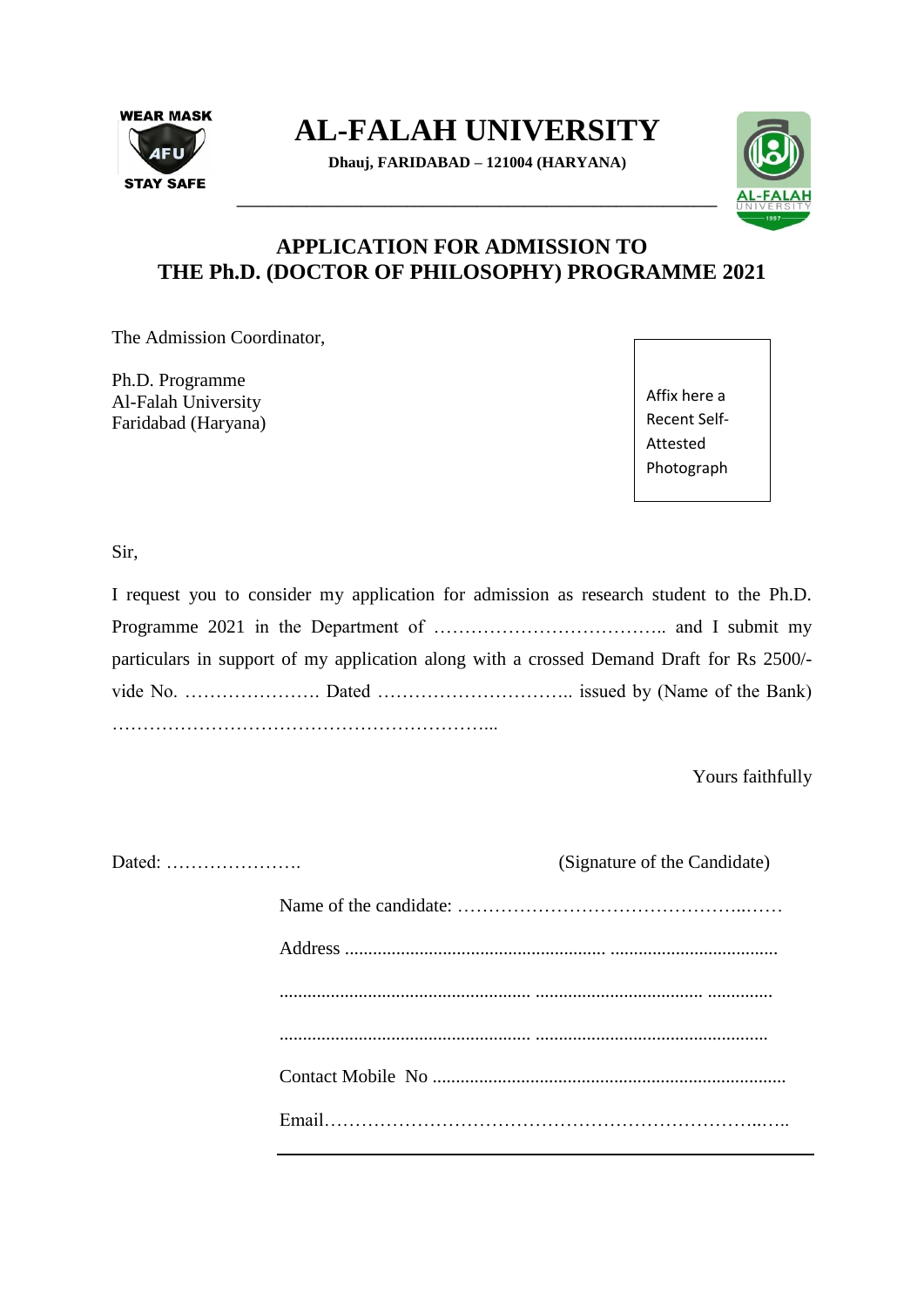WEAR MASK
AFU
STAY SAFE

# AL-FALAH UNIVERSITY

**Dhauj, FARIDABAD – 121004 (HARYANA)**

AL-FALAH UNIVERSITY 1997

---

## APPLICATION FOR ADMISSION TO THE Ph.D. (DOCTOR OF PHILOSOPHY) PROGRAMME 2021

The Admission Coordinator,

Ph.D. Programme
Al-Falah University
Faridabad (Haryana)

Affix here a Recent Self-Attested Photograph

Sir,

I request you to consider my application for admission as research student to the Ph.D. Programme 2021 in the Department of ……………………………….. and I submit my particulars in support of my application along with a crossed Demand Draft for Rs 2500/- vide No. …………………. Dated ………………………….. issued by (Name of the Bank) ……………………………………………………...

Yours faithfully

Dated: ………………….                (Signature of the Candidate)

Name of the candidate: ……………………………………………..……

Address ........................................................ ...................................

...................................................... ................................... ..............

...................................................... .................................................

Contact Mobile No ...........................................................................

Email…………………………………………………………..…..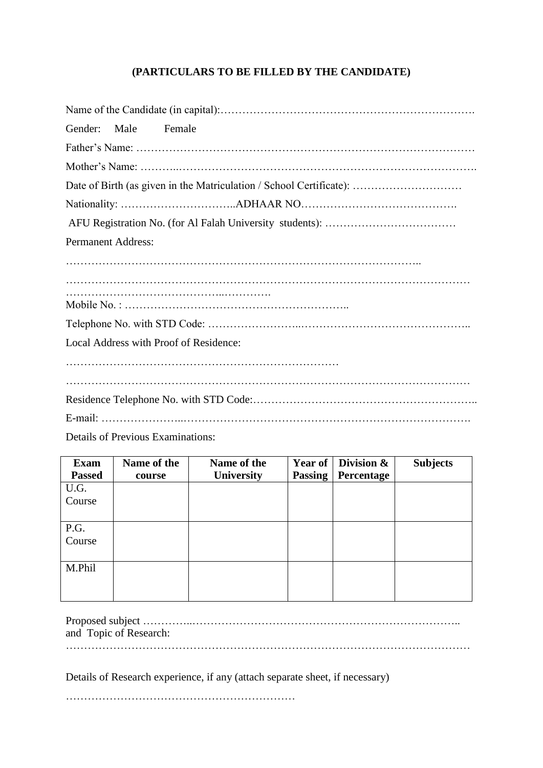### (PARTICULARS TO BE FILLED BY THE CANDIDATE)

Name of the Candidate (in capital):…………………………………………………………….

Gender: Male Female

Father's Name: …………………………………………………………………………………

Mother's Name: ………..……………………….…………………………………………….

Date of Birth (as given in the Matriculation / School Certificate): …………………………

Nationality: …………………………..ADHAAR NO…………………………………….

AFU Registration No. (for Al Falah University students): ………………………………

Permanent Address:

……………………………………………………………………………………..

……………………………………………………………………………………………

…………………………………..………….

Mobile No. : ……………………………………………………..

Telephone No. with STD Code: ……………………..……………………………………..

Local Address with Proof of Residence:

…………………………………………………………………

……………………………………………………………………………………………

Residence Telephone No. with STD Code:…………………………………………………..

E-mail: …………………..…………………………………………………………………….

Details of Previous Examinations:

| Exam Passed | Name of the course | Name of the University | Year of Passing | Division & Percentage | Subjects |
|---|---|---|---|---|---|
| U.G. Course | | | | | |
| P.G. Course | | | | | |
| M.Phil | | | | | |

Proposed subject …………..…………………………………………………………………..
and Topic of Research:
……………………………………………………………………………………………

Details of Research experience, if any (attach separate sheet, if necessary)

……………………………………………………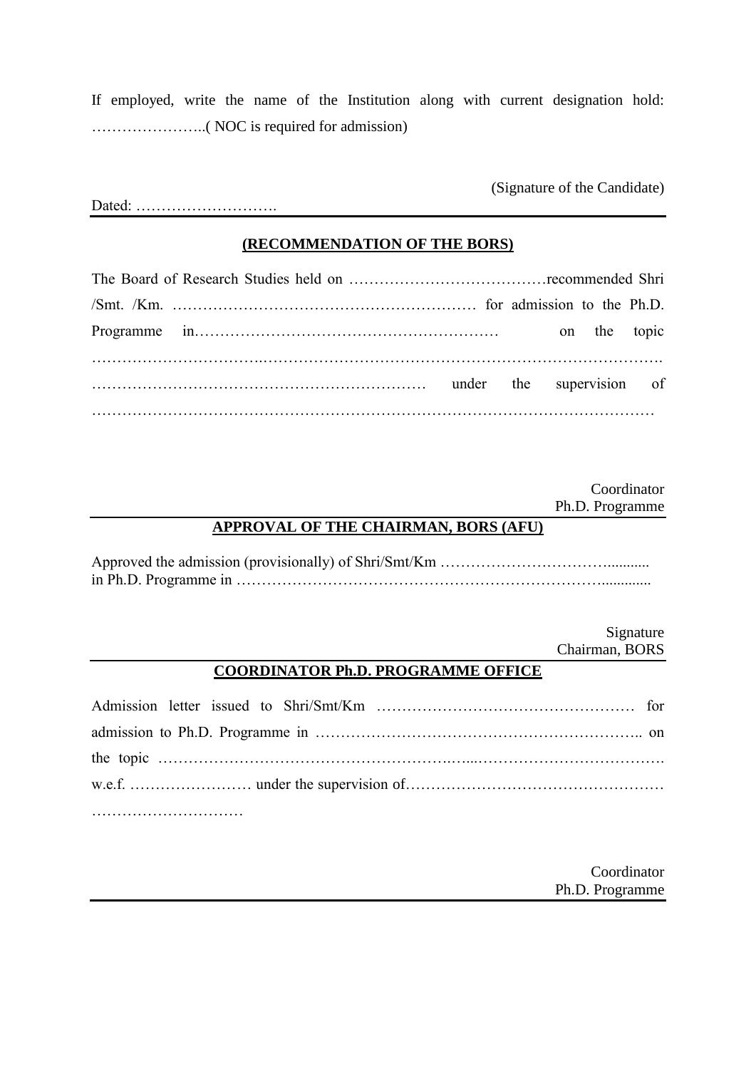If employed, write the name of the Institution along with current designation hold: …………………..( NOC is required for admission)

(Signature of the Candidate)

Dated: ……………………….

---

## (RECOMMENDATION OF THE BORS)

The Board of Research Studies held on …………………………………recommended Shri /Smt. /Km. …………………………………………………… for admission to the Ph.D. Programme in…………………………………………………… on the topic ……………………………………………………………………………………………… ………………………………………………………… under the supervision of ………………………………………………………………………………………………

Coordinator
Ph.D. Programme

---

## APPROVAL OF THE CHAIRMAN, BORS (AFU)

Approved the admission (provisionally) of Shri/Smt/Km ……………………………........... in Ph.D. Programme in ……………………………………………………………….............

Signature
Chairman, BORS

---

## COORDINATOR Ph.D. PROGRAMME OFFICE

Admission letter issued to Shri/Smt/Km …………………………………………… for admission to Ph.D. Programme in …………………………………………………….. on the topic ……………………………………………….…...………………………………. w.e.f. …………………… under the supervision of…………………………………………… …………………………

Coordinator
Ph.D. Programme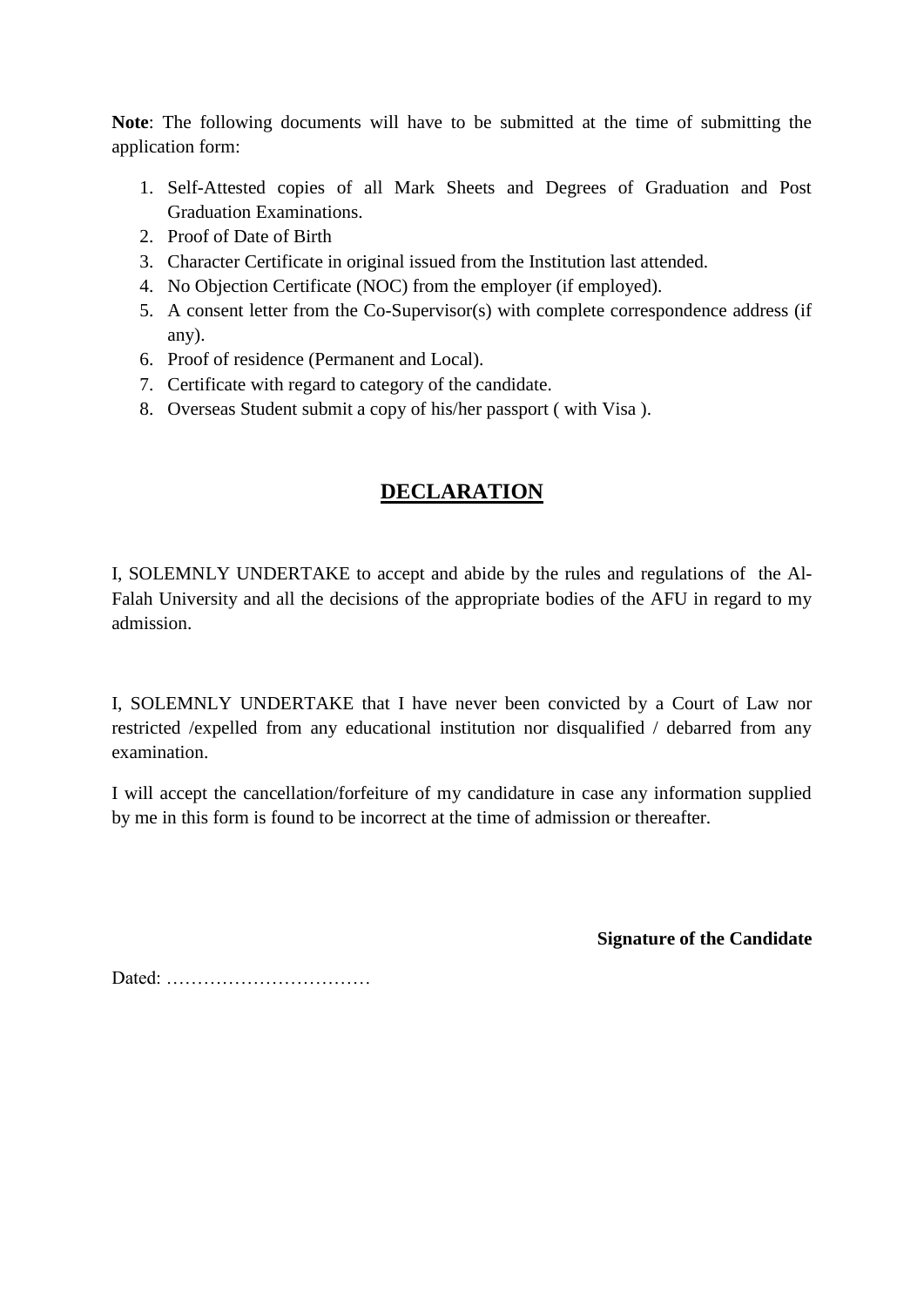**Note**: The following documents will have to be submitted at the time of submitting the application form:

1. Self-Attested copies of all Mark Sheets and Degrees of Graduation and Post Graduation Examinations.
2. Proof of Date of Birth
3. Character Certificate in original issued from the Institution last attended.
4. No Objection Certificate (NOC) from the employer (if employed).
5. A consent letter from the Co-Supervisor(s) with complete correspondence address (if any).
6. Proof of residence (Permanent and Local).
7. Certificate with regard to category of the candidate.
8. Overseas Student submit a copy of his/her passport ( with Visa ).

## DECLARATION

I, SOLEMNLY UNDERTAKE to accept and abide by the rules and regulations of the Al-Falah University and all the decisions of the appropriate bodies of the AFU in regard to my admission.

I, SOLEMNLY UNDERTAKE that I have never been convicted by a Court of Law nor restricted /expelled from any educational institution nor disqualified / debarred from any examination.

I will accept the cancellation/forfeiture of my candidature in case any information supplied by me in this form is found to be incorrect at the time of admission or thereafter.

**Signature of the Candidate**

Dated: ……………………………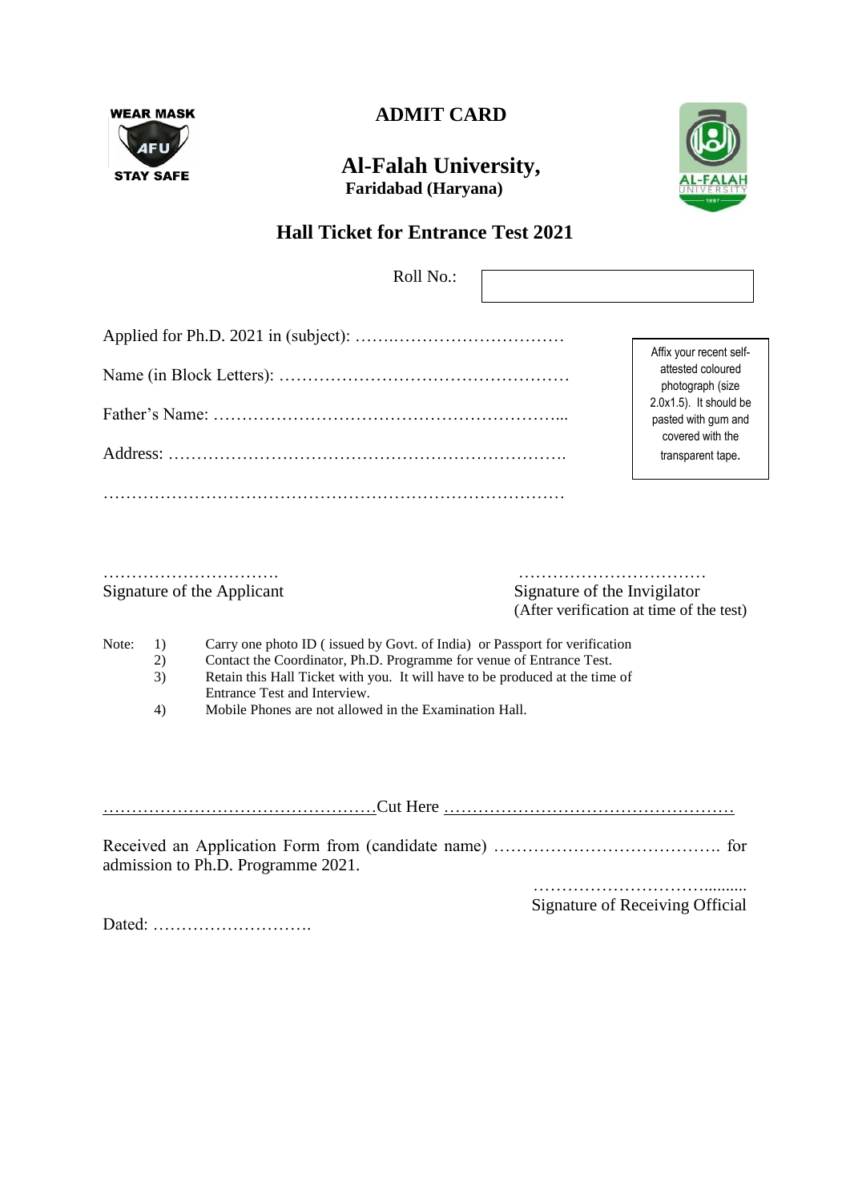WEAR MASK

AFU

STAY SAFE

# ADMIT CARD

## Al-Falah University,
**Faridabad (Haryana)**

AL-FALAH UNIVERSITY 1997

## Hall Ticket for Entrance Test 2021

Roll No.: 

Applied for Ph.D. 2021 in (subject): …….…………………………

Name (in Block Letters): ……………………………………………

Father's Name: ……………………………………………………...

Address: ……………………………………………………………. 

………………………………………………………………………

Affix your recent self-attested coloured photograph (size 2.0x1.5). It should be pasted with gum and covered with the transparent tape.

…………………………. 
Signature of the Applicant

……………………………
Signature of the Invigilator
(After verification at time of the test)

Note:
1) Carry one photo ID ( issued by Govt. of India) or Passport for verification
2) Contact the Coordinator, Ph.D. Programme for venue of Entrance Test.
3) Retain this Hall Ticket with you. It will have to be produced at the time of Entrance Test and Interview.
4) Mobile Phones are not allowed in the Examination Hall.

…………………………………………Cut Here ……………………………………………

Received an Application Form from (candidate name) …………………………………. for admission to Ph.D. Programme 2021.

………………………….........
Signature of Receiving Official

Dated: ……………………….